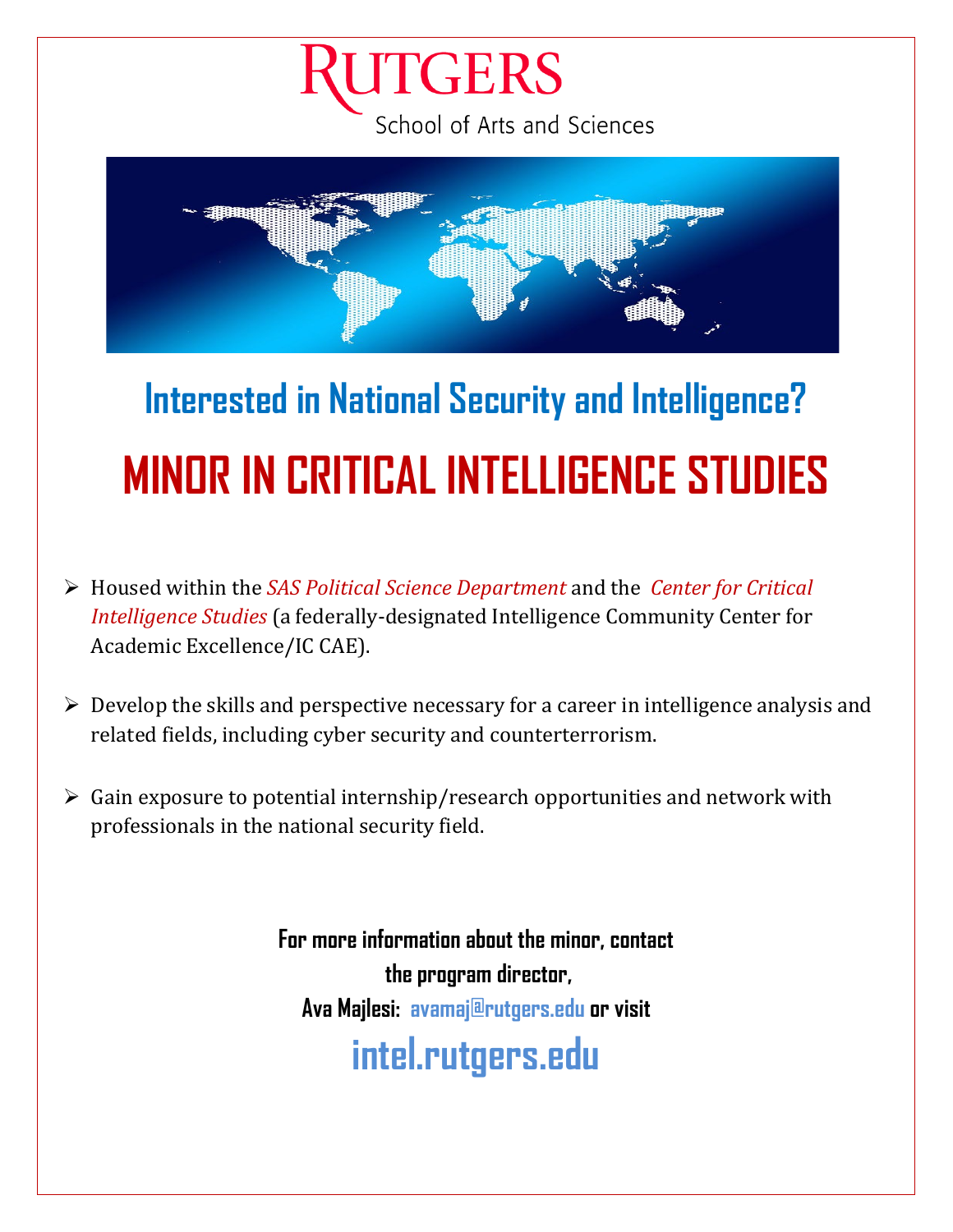RUTGERS

School of Arts and Sciences

## Interested in National Security and Intelligence?

# MINOR IN CRITICAL INTELLIGENCE STUDIES

- Housed within the *SAS Political Science Department* and the *Center for Critical Intelligence Studies* (a federally-designated Intelligence Community Center for Academic Excellence/IC CAE).

- Develop the skills and perspective necessary for a career in intelligence analysis and related fields, including cyber security and counterterrorism.

- Gain exposure to potential internship/research opportunities and network with professionals in the national security field.

**For more information about the minor, contact the program director, Ava Majlesi: avamaj@rutgers.edu or visit**

**intel.rutgers.edu**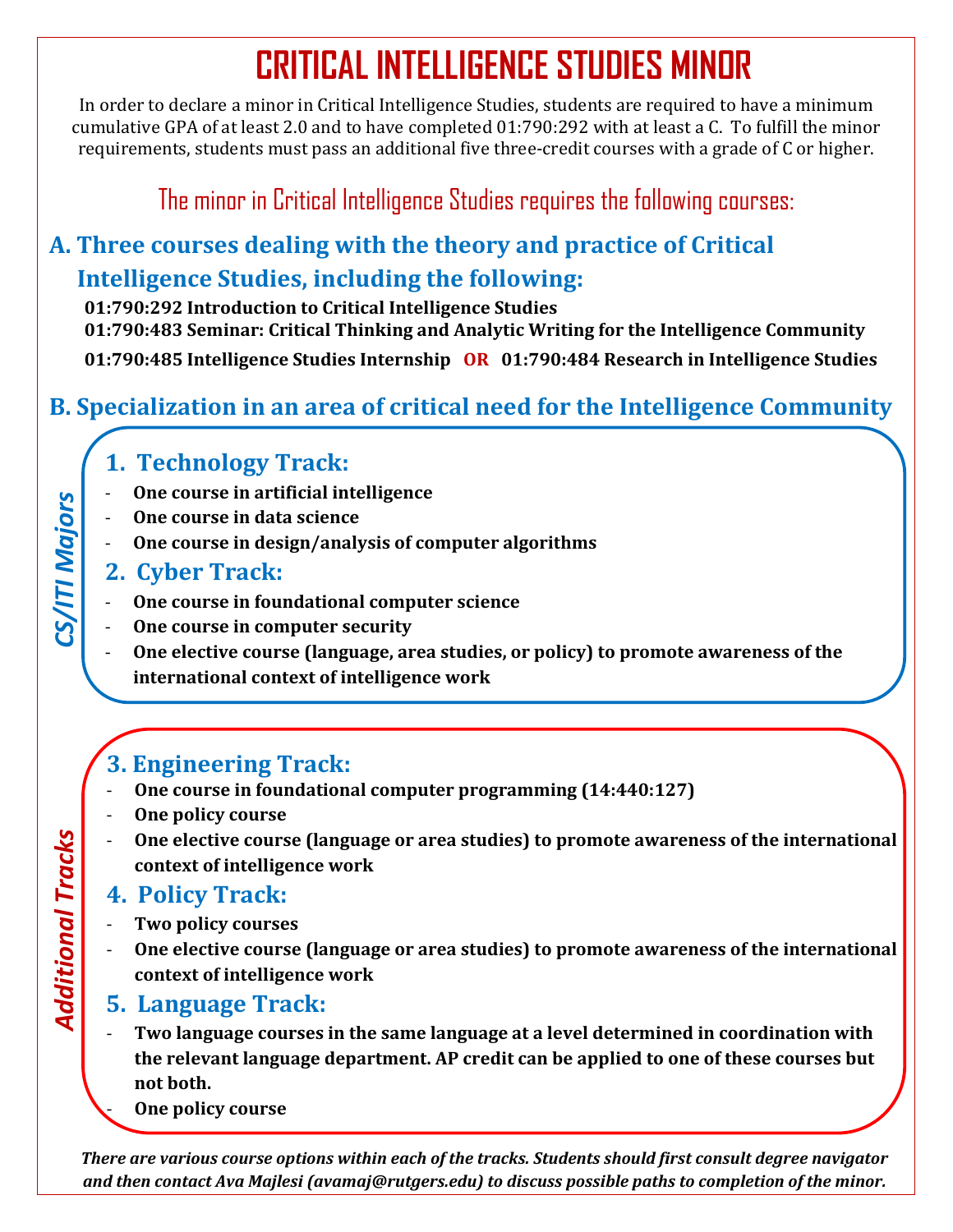# CRITICAL INTELLIGENCE STUDIES MINOR

In order to declare a minor in Critical Intelligence Studies, students are required to have a minimum cumulative GPA of at least 2.0 and to have completed 01:790:292 with at least a C. To fulfill the minor requirements, students must pass an additional five three-credit courses with a grade of C or higher.

## The minor in Critical Intelligence Studies requires the following courses:

### A. Three courses dealing with the theory and practice of Critical Intelligence Studies, including the following:

**01:790:292 Introduction to Critical Intelligence Studies**
**01:790:483 Seminar: Critical Thinking and Analytic Writing for the Intelligence Community**
**01:790:485 Intelligence Studies Internship OR 01:790:484 Research in Intelligence Studies**

### B. Specialization in an area of critical need for the Intelligence Community

*CS/ITI Majors*

#### 1. Technology Track:

- **One course in artificial intelligence**
- **One course in data science**
- **One course in design/analysis of computer algorithms**

#### 2. Cyber Track:

- **One course in foundational computer science**
- **One course in computer security**
- **One elective course (language, area studies, or policy) to promote awareness of the international context of intelligence work**

*Additional Tracks*

#### 3. Engineering Track:

- **One course in foundational computer programming (14:440:127)**
- **One policy course**
- **One elective course (language or area studies) to promote awareness of the international context of intelligence work**

#### 4. Policy Track:

- **Two policy courses**
- **One elective course (language or area studies) to promote awareness of the international context of intelligence work**

#### 5. Language Track:

- **Two language courses in the same language at a level determined in coordination with the relevant language department. AP credit can be applied to one of these courses but not both.**
- **One policy course**

***There are various course options within each of the tracks. Students should first consult degree navigator and then contact Ava Majlesi (avamaj@rutgers.edu) to discuss possible paths to completion of the minor.***